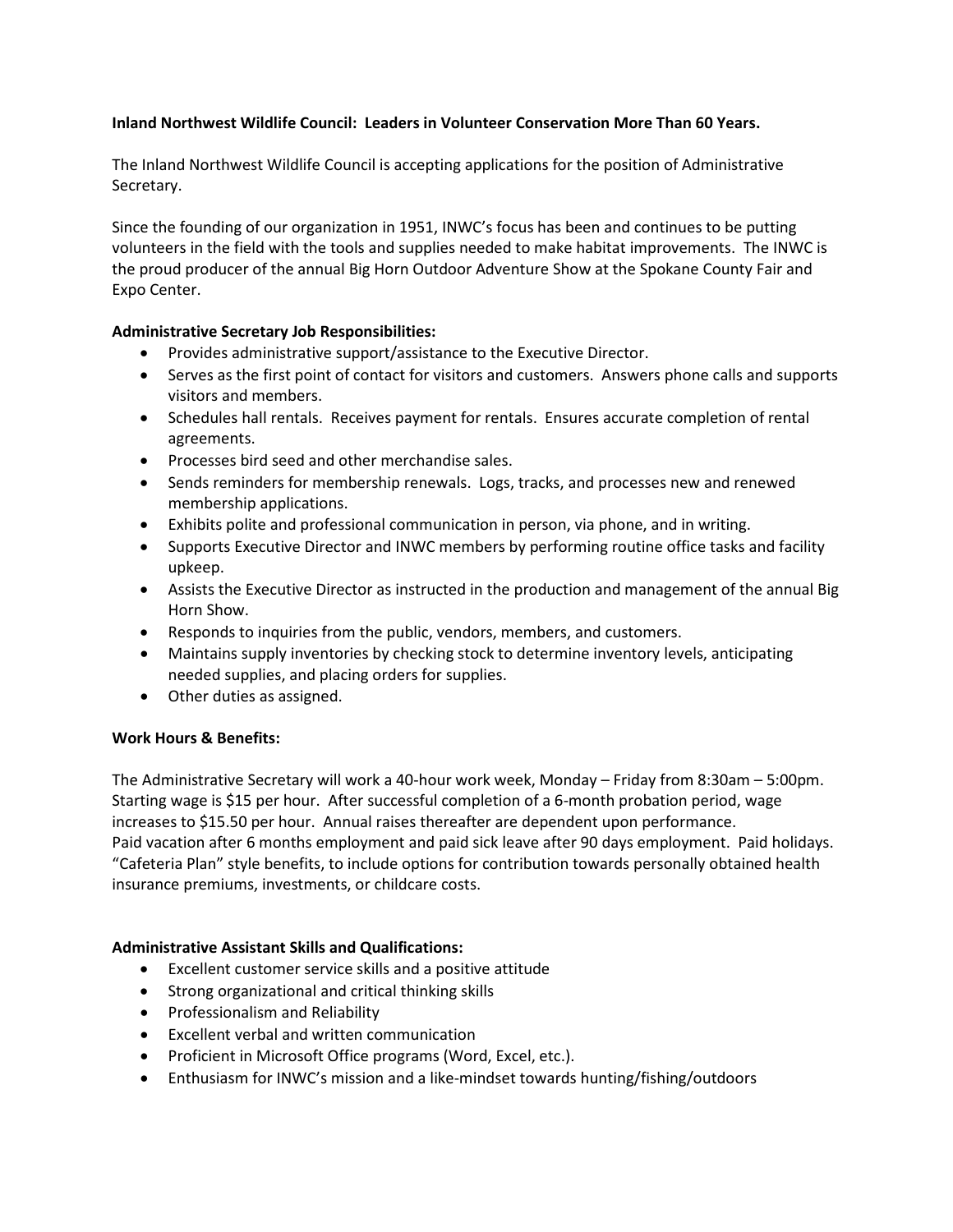**Inland Northwest Wildlife Council: Leaders in Volunteer Conservation More Than 60 Years.**

The Inland Northwest Wildlife Council is accepting applications for the position of Administrative Secretary.

Since the founding of our organization in 1951, INWC's focus has been and continues to be putting volunteers in the field with the tools and supplies needed to make habitat improvements. The INWC is the proud producer of the annual Big Horn Outdoor Adventure Show at the Spokane County Fair and Expo Center.

**Administrative Secretary Job Responsibilities:**

- Provides administrative support/assistance to the Executive Director.
- Serves as the first point of contact for visitors and customers. Answers phone calls and supports visitors and members.
- Schedules hall rentals. Receives payment for rentals. Ensures accurate completion of rental agreements.
- Processes bird seed and other merchandise sales.
- Sends reminders for membership renewals. Logs, tracks, and processes new and renewed membership applications.
- Exhibits polite and professional communication in person, via phone, and in writing.
- Supports Executive Director and INWC members by performing routine office tasks and facility upkeep.
- Assists the Executive Director as instructed in the production and management of the annual Big Horn Show.
- Responds to inquiries from the public, vendors, members, and customers.
- Maintains supply inventories by checking stock to determine inventory levels, anticipating needed supplies, and placing orders for supplies.
- Other duties as assigned.

**Work Hours & Benefits:**

The Administrative Secretary will work a 40-hour work week, Monday – Friday from 8:30am – 5:00pm. Starting wage is $15 per hour. After successful completion of a 6-month probation period, wage increases to $15.50 per hour. Annual raises thereafter are dependent upon performance.
Paid vacation after 6 months employment and paid sick leave after 90 days employment. Paid holidays. "Cafeteria Plan" style benefits, to include options for contribution towards personally obtained health insurance premiums, investments, or childcare costs.

**Administrative Assistant Skills and Qualifications:**

- Excellent customer service skills and a positive attitude
- Strong organizational and critical thinking skills
- Professionalism and Reliability
- Excellent verbal and written communication
- Proficient in Microsoft Office programs (Word, Excel, etc.).
- Enthusiasm for INWC's mission and a like-mindset towards hunting/fishing/outdoors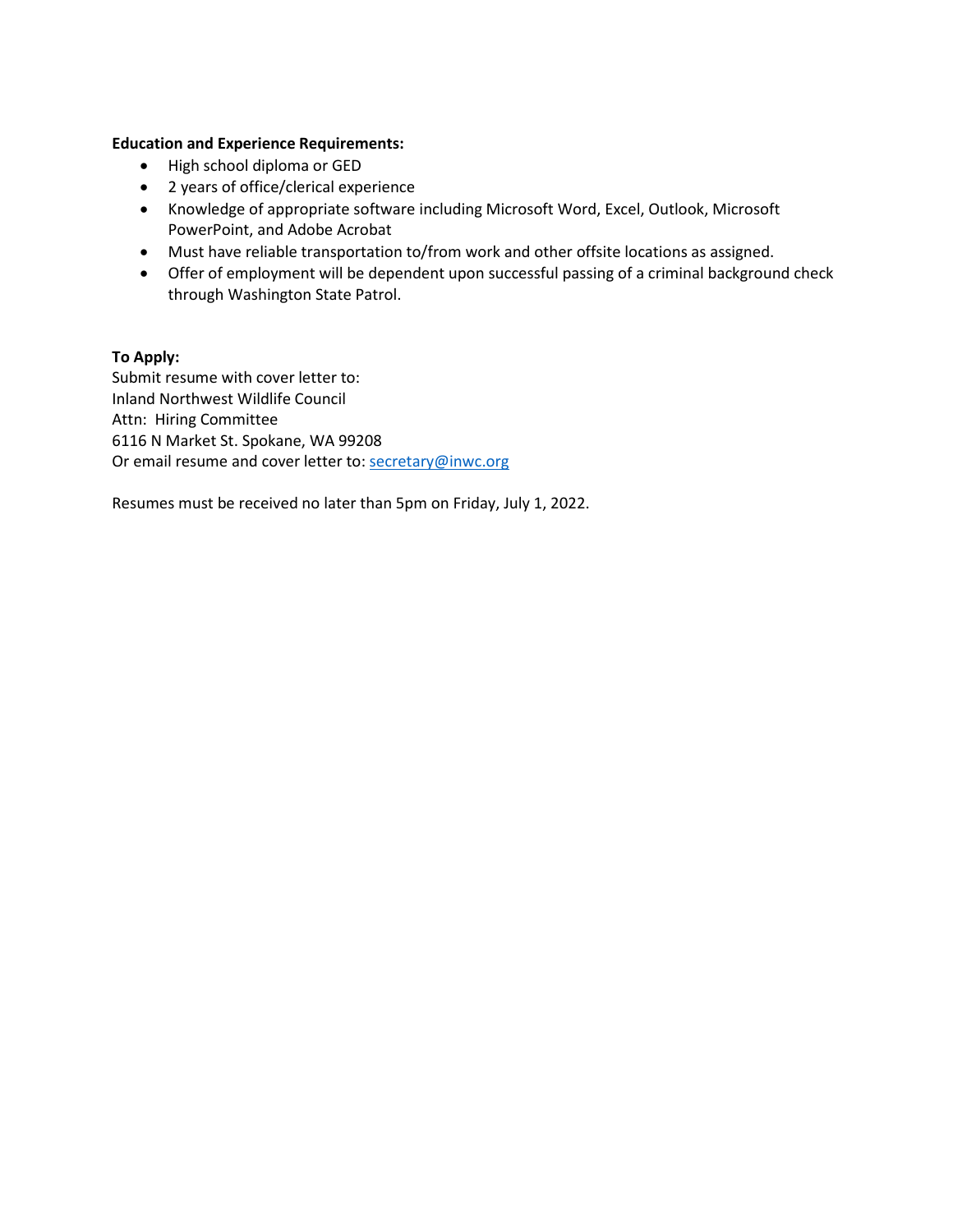**Education and Experience Requirements:**

- High school diploma or GED
- 2 years of office/clerical experience
- Knowledge of appropriate software including Microsoft Word, Excel, Outlook, Microsoft PowerPoint, and Adobe Acrobat
- Must have reliable transportation to/from work and other offsite locations as assigned.
- Offer of employment will be dependent upon successful passing of a criminal background check through Washington State Patrol.

**To Apply:**

Submit resume with cover letter to:
Inland Northwest Wildlife Council
Attn: Hiring Committee
6116 N Market St. Spokane, WA 99208
Or email resume and cover letter to: secretary@inwc.org

Resumes must be received no later than 5pm on Friday, July 1, 2022.